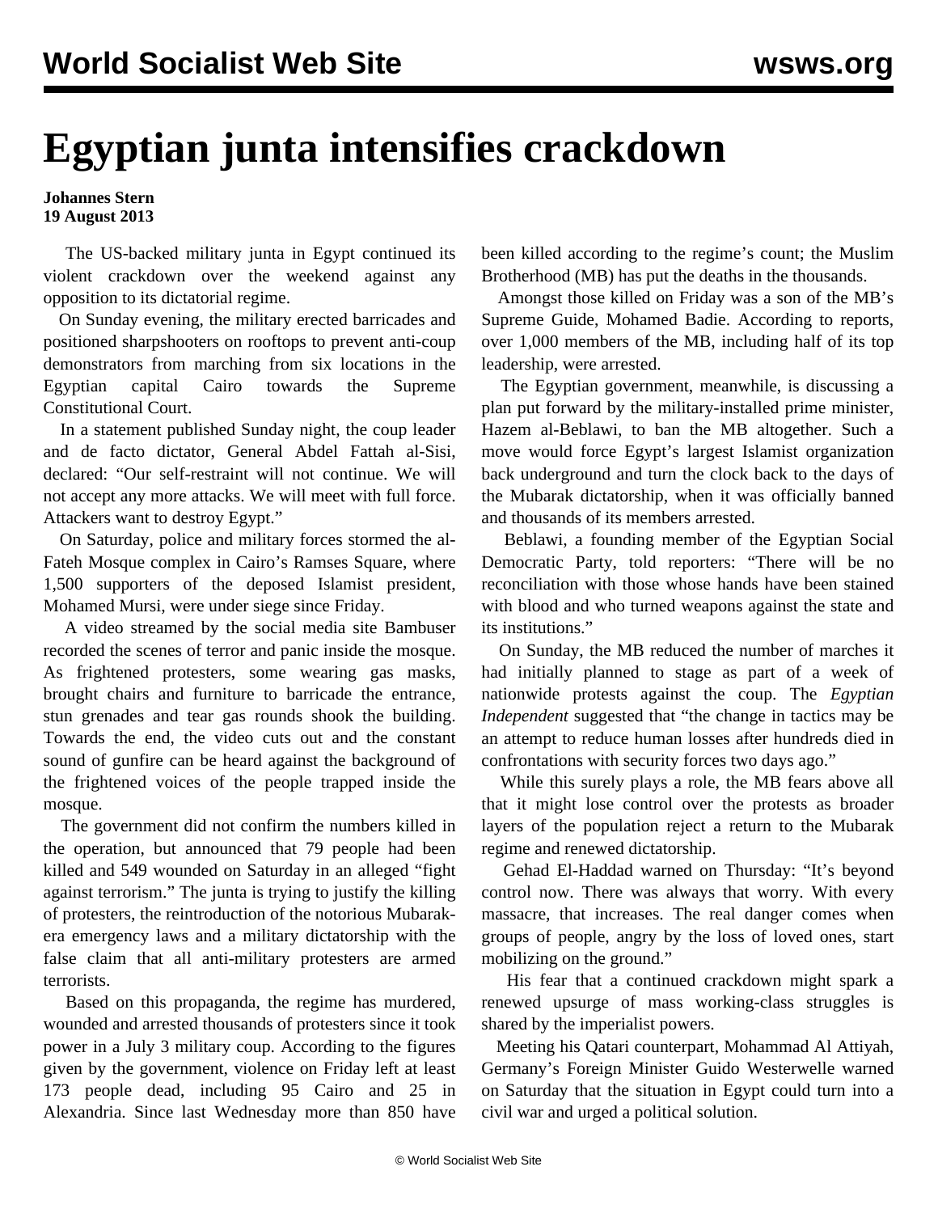# Egyptian junta intensifies crackdown

**Johannes Stern**
**19 August 2013**

The US-backed military junta in Egypt continued its violent crackdown over the weekend against any opposition to its dictatorial regime.

On Sunday evening, the military erected barricades and positioned sharpshooters on rooftops to prevent anti-coup demonstrators from marching from six locations in the Egyptian capital Cairo towards the Supreme Constitutional Court.

In a statement published Sunday night, the coup leader and de facto dictator, General Abdel Fattah al-Sisi, declared: "Our self-restraint will not continue. We will not accept any more attacks. We will meet with full force. Attackers want to destroy Egypt."

On Saturday, police and military forces stormed the al-Fateh Mosque complex in Cairo's Ramses Square, where 1,500 supporters of the deposed Islamist president, Mohamed Mursi, were under siege since Friday.

A video streamed by the social media site Bambuser recorded the scenes of terror and panic inside the mosque. As frightened protesters, some wearing gas masks, brought chairs and furniture to barricade the entrance, stun grenades and tear gas rounds shook the building. Towards the end, the video cuts out and the constant sound of gunfire can be heard against the background of the frightened voices of the people trapped inside the mosque.

The government did not confirm the numbers killed in the operation, but announced that 79 people had been killed and 549 wounded on Saturday in an alleged "fight against terrorism." The junta is trying to justify the killing of protesters, the reintroduction of the notorious Mubarak-era emergency laws and a military dictatorship with the false claim that all anti-military protesters are armed terrorists.

Based on this propaganda, the regime has murdered, wounded and arrested thousands of protesters since it took power in a July 3 military coup. According to the figures given by the government, violence on Friday left at least 173 people dead, including 95 Cairo and 25 in Alexandria. Since last Wednesday more than 850 have been killed according to the regime's count; the Muslim Brotherhood (MB) has put the deaths in the thousands.

Amongst those killed on Friday was a son of the MB's Supreme Guide, Mohamed Badie. According to reports, over 1,000 members of the MB, including half of its top leadership, were arrested.

The Egyptian government, meanwhile, is discussing a plan put forward by the military-installed prime minister, Hazem al-Beblawi, to ban the MB altogether. Such a move would force Egypt's largest Islamist organization back underground and turn the clock back to the days of the Mubarak dictatorship, when it was officially banned and thousands of its members arrested.

Beblawi, a founding member of the Egyptian Social Democratic Party, told reporters: "There will be no reconciliation with those whose hands have been stained with blood and who turned weapons against the state and its institutions."

On Sunday, the MB reduced the number of marches it had initially planned to stage as part of a week of nationwide protests against the coup. The *Egyptian Independent* suggested that "the change in tactics may be an attempt to reduce human losses after hundreds died in confrontations with security forces two days ago."

While this surely plays a role, the MB fears above all that it might lose control over the protests as broader layers of the population reject a return to the Mubarak regime and renewed dictatorship.

Gehad El-Haddad warned on Thursday: "It's beyond control now. There was always that worry. With every massacre, that increases. The real danger comes when groups of people, angry by the loss of loved ones, start mobilizing on the ground."

His fear that a continued crackdown might spark a renewed upsurge of mass working-class struggles is shared by the imperialist powers.

Meeting his Qatari counterpart, Mohammad Al Attiyah, Germany's Foreign Minister Guido Westerwelle warned on Saturday that the situation in Egypt could turn into a civil war and urged a political solution.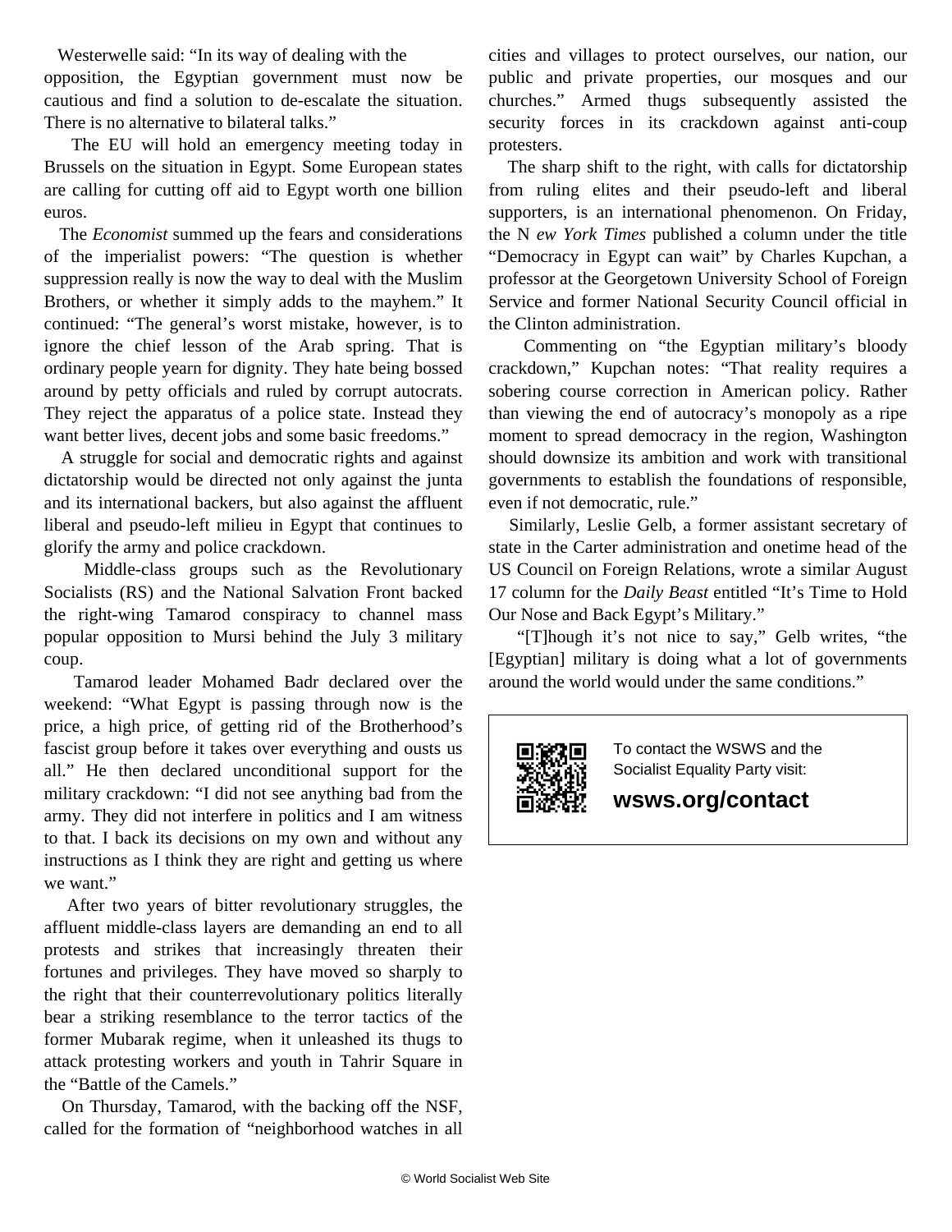Westerwelle said: "In its way of dealing with the opposition, the Egyptian government must now be cautious and find a solution to de-escalate the situation. There is no alternative to bilateral talks."

The EU will hold an emergency meeting today in Brussels on the situation in Egypt. Some European states are calling for cutting off aid to Egypt worth one billion euros.

The *Economist* summed up the fears and considerations of the imperialist powers: "The question is whether suppression really is now the way to deal with the Muslim Brothers, or whether it simply adds to the mayhem." It continued: "The general's worst mistake, however, is to ignore the chief lesson of the Arab spring. That is ordinary people yearn for dignity. They hate being bossed around by petty officials and ruled by corrupt autocrats. They reject the apparatus of a police state. Instead they want better lives, decent jobs and some basic freedoms."

A struggle for social and democratic rights and against dictatorship would be directed not only against the junta and its international backers, but also against the affluent liberal and pseudo-left milieu in Egypt that continues to glorify the army and police crackdown.

Middle-class groups such as the Revolutionary Socialists (RS) and the National Salvation Front backed the right-wing Tamarod conspiracy to channel mass popular opposition to Mursi behind the July 3 military coup.

Tamarod leader Mohamed Badr declared over the weekend: "What Egypt is passing through now is the price, a high price, of getting rid of the Brotherhood's fascist group before it takes over everything and ousts us all." He then declared unconditional support for the military crackdown: "I did not see anything bad from the army. They did not interfere in politics and I am witness to that. I back its decisions on my own and without any instructions as I think they are right and getting us where we want."

After two years of bitter revolutionary struggles, the affluent middle-class layers are demanding an end to all protests and strikes that increasingly threaten their fortunes and privileges. They have moved so sharply to the right that their counterrevolutionary politics literally bear a striking resemblance to the terror tactics of the former Mubarak regime, when it unleashed its thugs to attack protesting workers and youth in Tahrir Square in the "Battle of the Camels."

On Thursday, Tamarod, with the backing off the NSF, called for the formation of "neighborhood watches in all cities and villages to protect ourselves, our nation, our public and private properties, our mosques and our churches." Armed thugs subsequently assisted the security forces in its crackdown against anti-coup protesters.

The sharp shift to the right, with calls for dictatorship from ruling elites and their pseudo-left and liberal supporters, is an international phenomenon. On Friday, the *New York Times* published a column under the title "Democracy in Egypt can wait" by Charles Kupchan, a professor at the Georgetown University School of Foreign Service and former National Security Council official in the Clinton administration.

Commenting on "the Egyptian military's bloody crackdown," Kupchan notes: "That reality requires a sobering course correction in American policy. Rather than viewing the end of autocracy's monopoly as a ripe moment to spread democracy in the region, Washington should downsize its ambition and work with transitional governments to establish the foundations of responsible, even if not democratic, rule."

Similarly, Leslie Gelb, a former assistant secretary of state in the Carter administration and onetime head of the US Council on Foreign Relations, wrote a similar August 17 column for the *Daily Beast* entitled "It's Time to Hold Our Nose and Back Egypt's Military."

"[T]hough it's not nice to say," Gelb writes, "the [Egyptian] military is doing what a lot of governments around the world would under the same conditions."

To contact the WSWS and the Socialist Equality Party visit:

**wsws.org/contact**